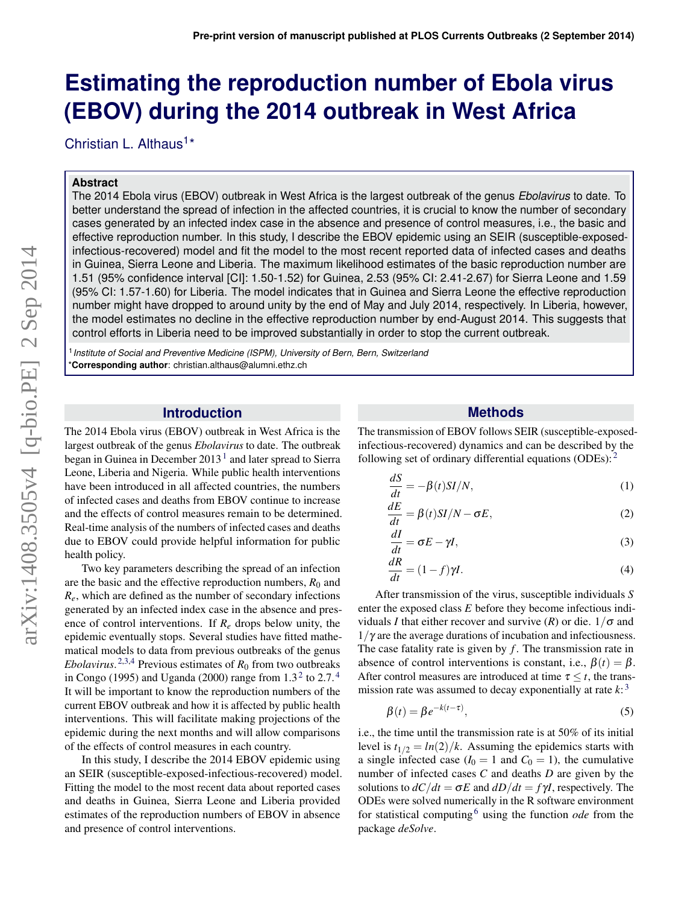# Estimating the reproduction number of Ebola virus (EBOV) during the 2014 outbreak in West Africa

Christian L. Althaus[1]*

**Abstract**

The 2014 Ebola virus (EBOV) outbreak in West Africa is the largest outbreak of the genus *Ebolavirus* to date. To better understand the spread of infection in the affected countries, it is crucial to know the number of secondary cases generated by an infected index case in the absence and presence of control measures, i.e., the basic and effective reproduction number. In this study, I describe the EBOV epidemic using an SEIR (susceptible-exposed-infectious-recovered) model and fit the model to the most recent reported data of infected cases and deaths in Guinea, Sierra Leone and Liberia. The maximum likelihood estimates of the basic reproduction number are 1.51 (95% confidence interval [CI]: 1.50-1.52) for Guinea, 2.53 (95% CI: 2.41-2.67) for Sierra Leone and 1.59 (95% CI: 1.57-1.60) for Liberia. The model indicates that in Guinea and Sierra Leone the effective reproduction number might have dropped to around unity by the end of May and July 2014, respectively. In Liberia, however, the model estimates no decline in the effective reproduction number by end-August 2014. This suggests that control efforts in Liberia need to be improved substantially in order to stop the current outbreak.

[1] *Institute of Social and Preventive Medicine (ISPM), University of Bern, Bern, Switzerland*
*__Corresponding author__: christian.althaus@alumni.ethz.ch

## Introduction

The 2014 Ebola virus (EBOV) outbreak in West Africa is the largest outbreak of the genus *Ebolavirus* to date. The outbreak began in Guinea in December 2013[1] and later spread to Sierra Leone, Liberia and Nigeria. While public health interventions have been introduced in all affected countries, the numbers of infected cases and deaths from EBOV continue to increase and the effects of control measures remain to be determined. Real-time analysis of the numbers of infected cases and deaths due to EBOV could provide helpful information for public health policy.

Two key parameters describing the spread of an infection are the basic and the effective reproduction numbers, $R_0$ and $R_e$, which are defined as the number of secondary infections generated by an infected index case in the absence and presence of control interventions. If $R_e$ drops below unity, the epidemic eventually stops. Several studies have fitted mathematical models to data from previous outbreaks of the genus *Ebolavirus*.[2,3,4] Previous estimates of $R_0$ from two outbreaks in Congo (1995) and Uganda (2000) range from 1.3[2] to 2.7.[4] It will be important to know the reproduction numbers of the current EBOV outbreak and how it is affected by public health interventions. This will facilitate making projections of the epidemic during the next months and will allow comparisons of the effects of control measures in each country.

In this study, I describe the 2014 EBOV epidemic using an SEIR (susceptible-exposed-infectious-recovered) model. Fitting the model to the most recent data about reported cases and deaths in Guinea, Sierra Leone and Liberia provided estimates of the reproduction numbers of EBOV in absence and presence of control interventions.

## Methods

The transmission of EBOV follows SEIR (susceptible-exposed-infectious-recovered) dynamics and can be described by the following set of ordinary differential equations (ODEs):[2]

$$\frac{dS}{dt} = -\beta(t)SI/N, \tag{1}$$

$$\frac{dE}{dt} = \beta(t)SI/N - \sigma E, \tag{2}$$

$$\frac{dI}{dt} = \sigma E - \gamma I, \tag{3}$$

$$\frac{dR}{dt} = (1-f)\gamma I. \tag{4}$$

After transmission of the virus, susceptible individuals $S$ enter the exposed class $E$ before they become infectious individuals $I$ that either recover and survive ($R$) or die. $1/\sigma$ and $1/\gamma$ are the average durations of incubation and infectiousness. The case fatality rate is given by $f$. The transmission rate in absence of control interventions is constant, i.e., $\beta(t) = \beta$. After control measures are introduced at time $\tau \leq t$, the transmission rate was assumed to decay exponentially at rate $k$:[3]

$$\beta(t) = \beta e^{-k(t-\tau)}, \tag{5}$$

i.e., the time until the transmission rate is at 50% of its initial level is $t_{1/2} = ln(2)/k$. Assuming the epidemics starts with a single infected case ($I_0 = 1$ and $C_0 = 1$), the cumulative number of infected cases $C$ and deaths $D$ are given by the solutions to $dC/dt = \sigma E$ and $dD/dt = f\gamma I$, respectively. The ODEs were solved numerically in the R software environment for statistical computing[6] using the function *ode* from the package *deSolve*.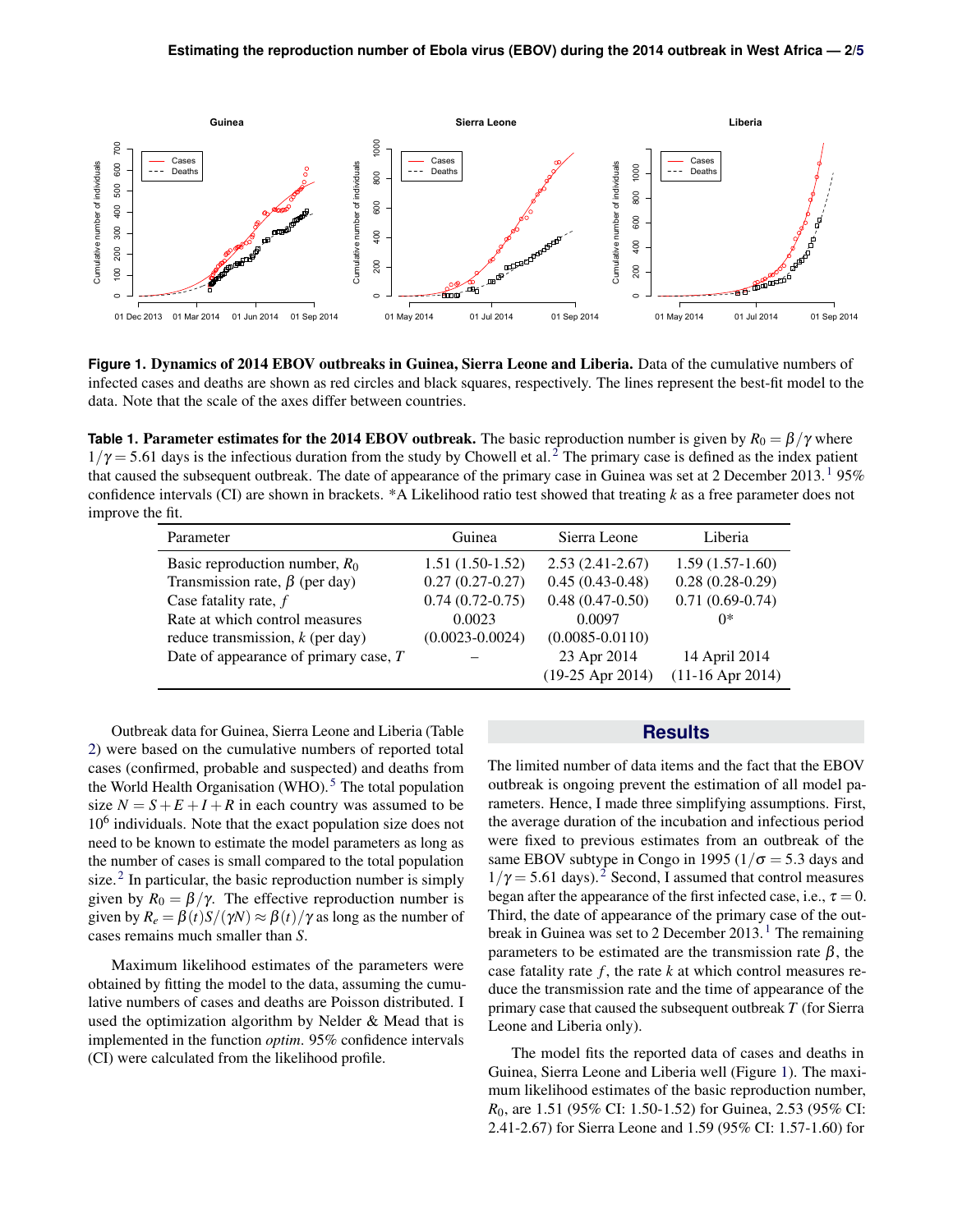Guinea

Cumulative number of individuals

0 100 200 300 400 500 600 700

Cases
Deaths

01 Dec 2013 01 Mar 2014 01 Jun 2014 01 Sep 2014

Sierra Leone

Cumulative number of individuals

0 200 400 600 800 1000

Cases
Deaths

01 May 2014 01 Jul 2014 01 Sep 2014

Liberia

Cumulative number of individuals

0 200 400 600 800 1000

Cases
Deaths

01 May 2014 01 Jul 2014 01 Sep 2014

**Figure 1. Dynamics of 2014 EBOV outbreaks in Guinea, Sierra Leone and Liberia.** Data of the cumulative numbers of infected cases and deaths are shown as red circles and black squares, respectively. The lines represent the best-fit model to the data. Note that the scale of the axes differ between countries.

**Table 1. Parameter estimates for the 2014 EBOV outbreak.** The basic reproduction number is given by $R_0 = \beta/\gamma$ where $1/\gamma = 5.61$ days is the infectious duration from the study by Chowell et al.[2] The primary case is defined as the index patient that caused the subsequent outbreak. The date of appearance of the primary case in Guinea was set at 2 December 2013.[1] 95% confidence intervals (CI) are shown in brackets. *A Likelihood ratio test showed that treating $k$ as a free parameter does not improve the fit.

| Parameter | Guinea | Sierra Leone | Liberia |
|---|---|---|---|
| Basic reproduction number, $R_0$ | 1.51 (1.50-1.52) | 2.53 (2.41-2.67) | 1.59 (1.57-1.60) |
| Transmission rate, $\beta$ (per day) | 0.27 (0.27-0.27) | 0.45 (0.43-0.48) | 0.28 (0.28-0.29) |
| Case fatality rate, $f$ | 0.74 (0.72-0.75) | 0.48 (0.47-0.50) | 0.71 (0.69-0.74) |
| Rate at which control measures reduce transmission, $k$ (per day) | 0.0023 (0.0023-0.0024) | 0.0097 (0.0085-0.0110) | 0* |
| Date of appearance of primary case, $T$ | – | 23 Apr 2014 (19-25 Apr 2014) | 14 April 2014 (11-16 Apr 2014) |

Outbreak data for Guinea, Sierra Leone and Liberia (Table 2) were based on the cumulative numbers of reported total cases (confirmed, probable and suspected) and deaths from the World Health Organisation (WHO).[5] The total population size $N = S + E + I + R$ in each country was assumed to be $10^6$ individuals. Note that the exact population size does not need to be known to estimate the model parameters as long as the number of cases is small compared to the total population size.[2] In particular, the basic reproduction number is simply given by $R_0 = \beta/\gamma$. The effective reproduction number is given by $R_e = \beta(t)S/(\gamma N) \approx \beta(t)/\gamma$ as long as the number of cases remains much smaller than $S$.

Maximum likelihood estimates of the parameters were obtained by fitting the model to the data, assuming the cumulative numbers of cases and deaths are Poisson distributed. I used the optimization algorithm by Nelder & Mead that is implemented in the function *optim*. 95% confidence intervals (CI) were calculated from the likelihood profile.

## Results

The limited number of data items and the fact that the EBOV outbreak is ongoing prevent the estimation of all model parameters. Hence, I made three simplifying assumptions. First, the average duration of the incubation and infectious period were fixed to previous estimates from an outbreak of the same EBOV subtype in Congo in 1995 ($1/\sigma = 5.3$ days and $1/\gamma = 5.61$ days).[2] Second, I assumed that control measures began after the appearance of the first infected case, i.e., $\tau = 0$. Third, the date of appearance of the primary case of the outbreak in Guinea was set to 2 December 2013.[1] The remaining parameters to be estimated are the transmission rate $\beta$, the case fatality rate $f$, the rate $k$ at which control measures reduce the transmission rate and the time of appearance of the primary case that caused the subsequent outbreak $T$ (for Sierra Leone and Liberia only).

The model fits the reported data of cases and deaths in Guinea, Sierra Leone and Liberia well (Figure 1). The maximum likelihood estimates of the basic reproduction number, $R_0$, are 1.51 (95% CI: 1.50-1.52) for Guinea, 2.53 (95% CI: 2.41-2.67) for Sierra Leone and 1.59 (95% CI: 1.57-1.60) for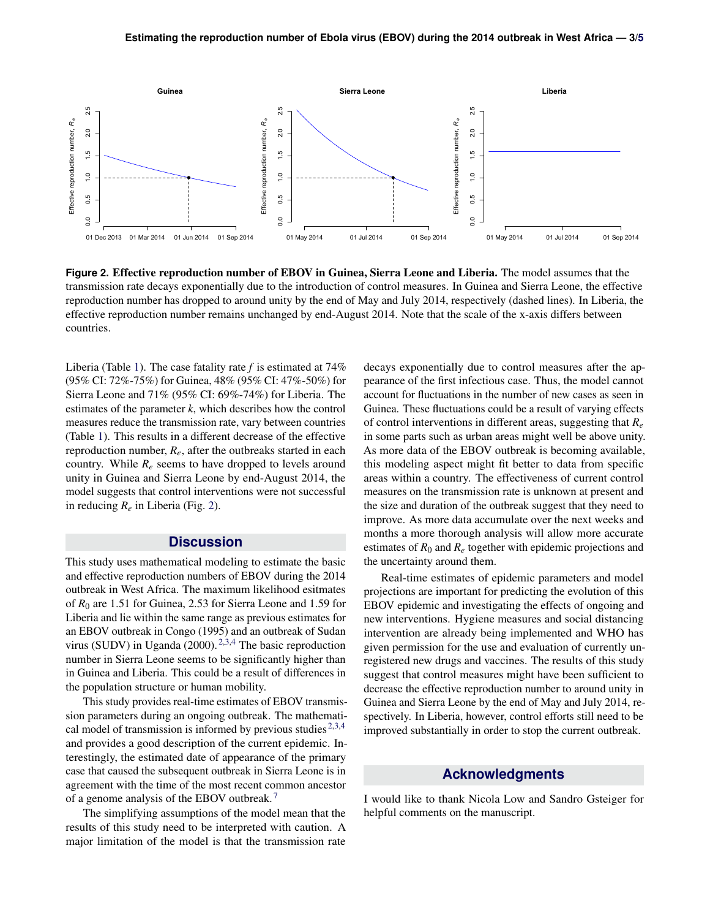Guinea

Sierra Leone

Liberia

Effective reproduction number, $R_e$

0.0 0.5 1.0 1.5 2.0 2.5

01 Dec 2013 01 Mar 2014 01 Jun 2014 01 Sep 2014

01 May 2014 01 Jul 2014 01 Sep 2014

01 May 2014 01 Jul 2014 01 Sep 2014

**Figure 2. Effective reproduction number of EBOV in Guinea, Sierra Leone and Liberia.** The model assumes that the transmission rate decays exponentially due to the introduction of control measures. In Guinea and Sierra Leone, the effective reproduction number has dropped to around unity by the end of May and July 2014, respectively (dashed lines). In Liberia, the effective reproduction number remains unchanged by end-August 2014. Note that the scale of the x-axis differs between countries.

Liberia (Table 1). The case fatality rate $f$ is estimated at 74% (95% CI: 72%-75%) for Guinea, 48% (95% CI: 47%-50%) for Sierra Leone and 71% (95% CI: 69%-74%) for Liberia. The estimates of the parameter $k$, which describes how the control measures reduce the transmission rate, vary between countries (Table 1). This results in a different decrease of the effective reproduction number, $R_e$, after the outbreaks started in each country. While $R_e$ seems to have dropped to levels around unity in Guinea and Sierra Leone by end-August 2014, the model suggests that control interventions were not successful in reducing $R_e$ in Liberia (Fig. 2).

## Discussion

This study uses mathematical modeling to estimate the basic and effective reproduction numbers of EBOV during the 2014 outbreak in West Africa. The maximum likelihood esitmates of $R_0$ are 1.51 for Guinea, 2.53 for Sierra Leone and 1.59 for Liberia and lie within the same range as previous estimates for an EBOV outbreak in Congo (1995) and an outbreak of Sudan virus (SUDV) in Uganda (2000).[2,3,4] The basic reproduction number in Sierra Leone seems to be significantly higher than in Guinea and Liberia. This could be a result of differences in the population structure or human mobility.

This study provides real-time estimates of EBOV transmission parameters during an ongoing outbreak. The mathematical model of transmission is informed by previous studies[2,3,4] and provides a good description of the current epidemic. Interestingly, the estimated date of appearance of the primary case that caused the subsequent outbreak in Sierra Leone is in agreement with the time of the most recent common ancestor of a genome analysis of the EBOV outbreak.[7]

The simplifying assumptions of the model mean that the results of this study need to be interpreted with caution. A major limitation of the model is that the transmission rate decays exponentially due to control measures after the appearance of the first infectious case. Thus, the model cannot account for fluctuations in the number of new cases as seen in Guinea. These fluctuations could be a result of varying effects of control interventions in different areas, suggesting that $R_e$ in some parts such as urban areas might well be above unity. As more data of the EBOV outbreak is becoming available, this modeling aspect might fit better to data from specific areas within a country. The effectiveness of current control measures on the transmission rate is unknown at present and the size and duration of the outbreak suggest that they need to improve. As more data accumulate over the next weeks and months a more thorough analysis will allow more accurate estimates of $R_0$ and $R_e$ together with epidemic projections and the uncertainty around them.

Real-time estimates of epidemic parameters and model projections are important for predicting the evolution of this EBOV epidemic and investigating the effects of ongoing and new interventions. Hygiene measures and social distancing intervention are already being implemented and WHO has given permission for the use and evaluation of currently unregistered new drugs and vaccines. The results of this study suggest that control measures might have been sufficient to decrease the effective reproduction number to around unity in Guinea and Sierra Leone by the end of May and July 2014, respectively. In Liberia, however, control efforts still need to be improved substantially in order to stop the current outbreak.

## Acknowledgments

I would like to thank Nicola Low and Sandro Gsteiger for helpful comments on the manuscript.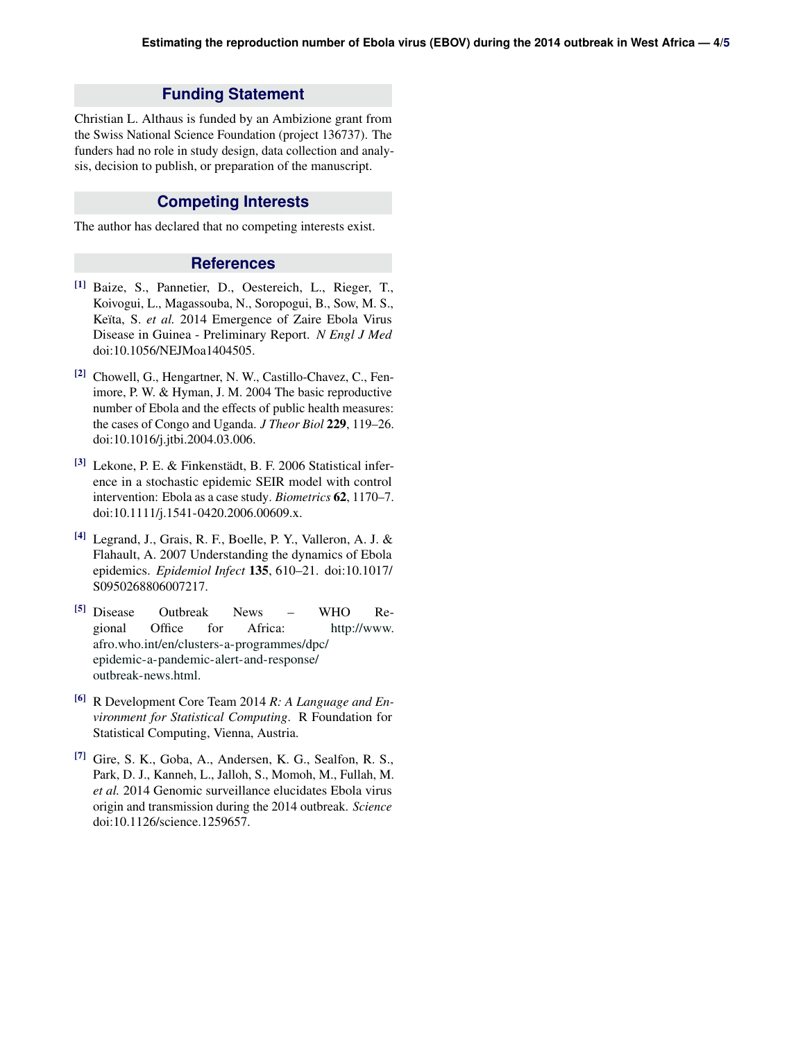## Funding Statement

Christian L. Althaus is funded by an Ambizione grant from the Swiss National Science Foundation (project 136737). The funders had no role in study design, data collection and analysis, decision to publish, or preparation of the manuscript.

## Competing Interests

The author has declared that no competing interests exist.

## References

[1] Baize, S., Pannetier, D., Oestereich, L., Rieger, T., Koivogui, L., Magassouba, N., Soropogui, B., Sow, M. S., Keïta, S. *et al.* 2014 Emergence of Zaire Ebola Virus Disease in Guinea - Preliminary Report. *N Engl J Med* doi:10.1056/NEJMoa1404505.

[2] Chowell, G., Hengartner, N. W., Castillo-Chavez, C., Fenimore, P. W. & Hyman, J. M. 2004 The basic reproductive number of Ebola and the effects of public health measures: the cases of Congo and Uganda. *J Theor Biol* **229**, 119–26. doi:10.1016/j.jtbi.2004.03.006.

[3] Lekone, P. E. & Finkenstädt, B. F. 2006 Statistical inference in a stochastic epidemic SEIR model with control intervention: Ebola as a case study. *Biometrics* **62**, 1170–7. doi:10.1111/j.1541-0420.2006.00609.x.

[4] Legrand, J., Grais, R. F., Boelle, P. Y., Valleron, A. J. & Flahault, A. 2007 Understanding the dynamics of Ebola epidemics. *Epidemiol Infect* **135**, 610–21. doi:10.1017/S0950268806007217.

[5] Disease Outbreak News – WHO Regional Office for Africa: http://www.afro.who.int/en/clusters-a-programmes/dpc/epidemic-a-pandemic-alert-and-response/outbreak-news.html.

[6] R Development Core Team 2014 *R: A Language and Environment for Statistical Computing*. R Foundation for Statistical Computing, Vienna, Austria.

[7] Gire, S. K., Goba, A., Andersen, K. G., Sealfon, R. S., Park, D. J., Kanneh, L., Jalloh, S., Momoh, M., Fullah, M. *et al.* 2014 Genomic surveillance elucidates Ebola virus origin and transmission during the 2014 outbreak. *Science* doi:10.1126/science.1259657.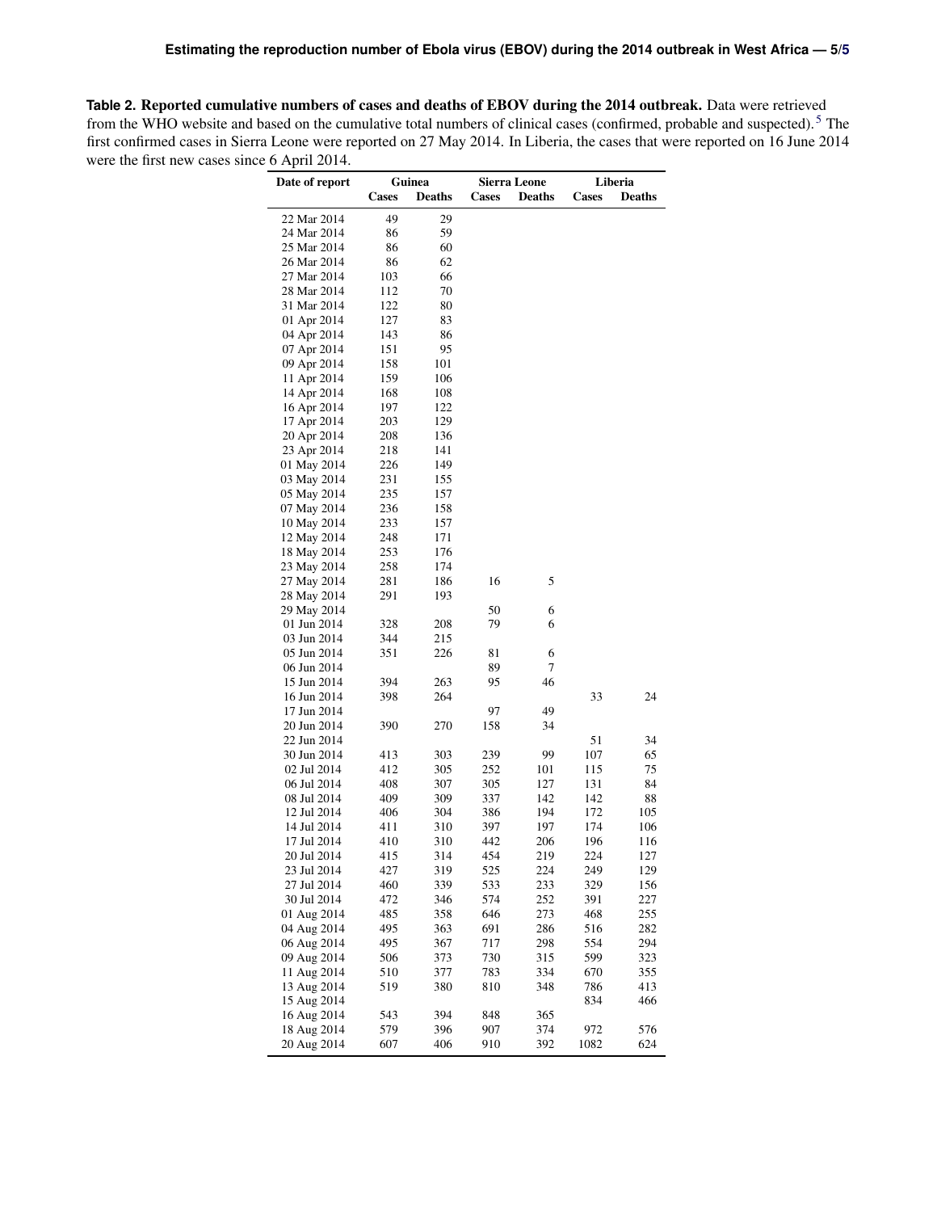**Table 2. Reported cumulative numbers of cases and deaths of EBOV during the 2014 outbreak.** Data were retrieved from the WHO website and based on the cumulative total numbers of clinical cases (confirmed, probable and suspected).[5] The first confirmed cases in Sierra Leone were reported on 27 May 2014. In Liberia, the cases that were reported on 16 June 2014 were the first new cases since 6 April 2014.

| Date of report | Guinea | | Sierra Leone | | Liberia | |
|---|---|---|---|---|---|---|
| | Cases | Deaths | Cases | Deaths | Cases | Deaths |
| 22 Mar 2014 | 49 | 29 | | | | |
| 24 Mar 2014 | 86 | 59 | | | | |
| 25 Mar 2014 | 86 | 60 | | | | |
| 26 Mar 2014 | 86 | 62 | | | | |
| 27 Mar 2014 | 103 | 66 | | | | |
| 28 Mar 2014 | 112 | 70 | | | | |
| 31 Mar 2014 | 122 | 80 | | | | |
| 01 Apr 2014 | 127 | 83 | | | | |
| 04 Apr 2014 | 143 | 86 | | | | |
| 07 Apr 2014 | 151 | 95 | | | | |
| 09 Apr 2014 | 158 | 101 | | | | |
| 11 Apr 2014 | 159 | 106 | | | | |
| 14 Apr 2014 | 168 | 108 | | | | |
| 16 Apr 2014 | 197 | 122 | | | | |
| 17 Apr 2014 | 203 | 129 | | | | |
| 20 Apr 2014 | 208 | 136 | | | | |
| 23 Apr 2014 | 218 | 141 | | | | |
| 01 May 2014 | 226 | 149 | | | | |
| 03 May 2014 | 231 | 155 | | | | |
| 05 May 2014 | 235 | 157 | | | | |
| 07 May 2014 | 236 | 158 | | | | |
| 10 May 2014 | 233 | 157 | | | | |
| 12 May 2014 | 248 | 171 | | | | |
| 18 May 2014 | 253 | 176 | | | | |
| 23 May 2014 | 258 | 174 | | | | |
| 27 May 2014 | 281 | 186 | 16 | 5 | | |
| 28 May 2014 | 291 | 193 | | | | |
| 29 May 2014 | | | 50 | 6 | | |
| 01 Jun 2014 | 328 | 208 | 79 | 6 | | |
| 03 Jun 2014 | 344 | 215 | | | | |
| 05 Jun 2014 | 351 | 226 | 81 | 6 | | |
| 06 Jun 2014 | | | 89 | 7 | | |
| 15 Jun 2014 | 394 | 263 | 95 | 46 | | |
| 16 Jun 2014 | 398 | 264 | | | 33 | 24 |
| 17 Jun 2014 | | | 97 | 49 | | |
| 20 Jun 2014 | 390 | 270 | 158 | 34 | | |
| 22 Jun 2014 | | | | | 51 | 34 |
| 30 Jun 2014 | 413 | 303 | 239 | 99 | 107 | 65 |
| 02 Jul 2014 | 412 | 305 | 252 | 101 | 115 | 75 |
| 06 Jul 2014 | 408 | 307 | 305 | 127 | 131 | 84 |
| 08 Jul 2014 | 409 | 309 | 337 | 142 | 142 | 88 |
| 12 Jul 2014 | 406 | 304 | 386 | 194 | 172 | 105 |
| 14 Jul 2014 | 411 | 310 | 397 | 197 | 174 | 106 |
| 17 Jul 2014 | 410 | 310 | 442 | 206 | 196 | 116 |
| 20 Jul 2014 | 415 | 314 | 454 | 219 | 224 | 127 |
| 23 Jul 2014 | 427 | 319 | 525 | 224 | 249 | 129 |
| 27 Jul 2014 | 460 | 339 | 533 | 233 | 329 | 156 |
| 30 Jul 2014 | 472 | 346 | 574 | 252 | 391 | 227 |
| 01 Aug 2014 | 485 | 358 | 646 | 273 | 468 | 255 |
| 04 Aug 2014 | 495 | 363 | 691 | 286 | 516 | 282 |
| 06 Aug 2014 | 495 | 367 | 717 | 298 | 554 | 294 |
| 09 Aug 2014 | 506 | 373 | 730 | 315 | 599 | 323 |
| 11 Aug 2014 | 510 | 377 | 783 | 334 | 670 | 355 |
| 13 Aug 2014 | 519 | 380 | 810 | 348 | 786 | 413 |
| 15 Aug 2014 | | | | | 834 | 466 |
| 16 Aug 2014 | 543 | 394 | 848 | 365 | | |
| 18 Aug 2014 | 579 | 396 | 907 | 374 | 972 | 576 |
| 20 Aug 2014 | 607 | 406 | 910 | 392 | 1082 | 624 |